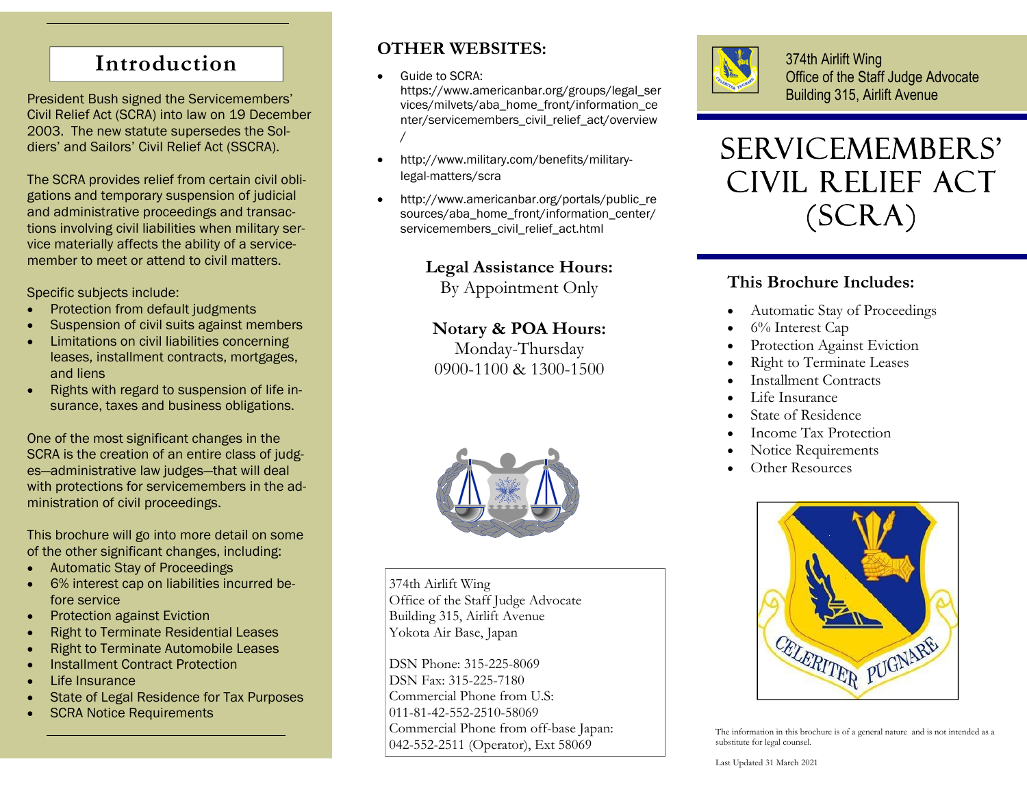## Introduction

President Bush signed the Servicemembers' Civil Relief Act (SCRA) into law on 19 December 2003. The new statute supersedes the Soldiers' and Sailors' Civil Relief Act (SSCRA).

The SCRA provides relief from certain civil obligations and temporary suspension of judicial and administrative proceedings and transactions involving civil liabilities when military service materially affects the ability of a servicemember to meet or attend to civil matters.

Specific subjects include:

- Protection from default judgments
- Suspension of civil suits against members
- Limitations on civil liabilities concerning leases, installment contracts, mortgages, and liens
- Rights with regard to suspension of life insurance, taxes and business obligations.

One of the most significant changes in the SCRA is the creation of an entire class of judges—administrative law judges—that will deal with protections for servicemembers in the administration of civil proceedings.

This brochure will go into more detail on some of the other significant changes, including:

- Automatic Stay of Proceedings
- 6% interest cap on liabilities incurred before service
- Protection against Eviction
- Right to Terminate Residential Leases
- Right to Terminate Automobile Leases
- Installment Contract Protection
- Life Insurance
- State of Legal Residence for Tax Purposes
- SCRA Notice Requirements

## OTHER WEBSITES:

- Guide to SCRA: https://www.americanbar.org/groups/legal_services/milvets/aba_home_front/information_center/servicemembers_civil_relief_act/overview/
- http://www.military.com/benefits/military-legal-matters/scra
- http://www.americanbar.org/portals/public_resources/aba_home_front/information_center/servicemembers_civil_relief_act.html

**Legal Assistance Hours:**
By Appointment Only

**Notary & POA Hours:**
Monday-Thursday
0900-1100 & 1300-1500

374th Airlift Wing
Office of the Staff Judge Advocate
Building 315, Airlift Avenue
Yokota Air Base, Japan

DSN Phone: 315-225-8069
DSN Fax: 315-225-7180
Commercial Phone from U.S:
011-81-42-552-2510-58069
Commercial Phone from off-base Japan:
042-552-2511 (Operator), Ext 58069

374th Airlift Wing
Office of the Staff Judge Advocate
Building 315, Airlift Avenue

# SERVICEMEMBERS' CIVIL RELIEF ACT (SCRA)

## This Brochure Includes:

- Automatic Stay of Proceedings
- 6% Interest Cap
- Protection Against Eviction
- Right to Terminate Leases
- Installment Contracts
- Life Insurance
- State of Residence
- Income Tax Protection
- Notice Requirements
- Other Resources

CELERITER PUGNARE

The information in this brochure is of a general nature and is not intended as a substitute for legal counsel.

Last Updated 31 March 2021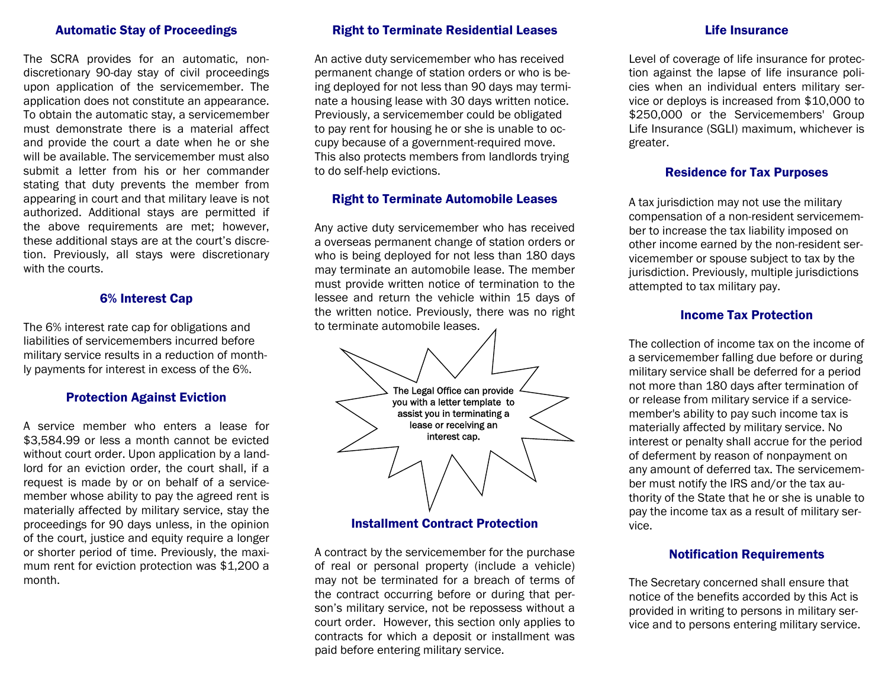## Automatic Stay of Proceedings

The SCRA provides for an automatic, non-discretionary 90-day stay of civil proceedings upon application of the servicemember. The application does not constitute an appearance. To obtain the automatic stay, a servicemember must demonstrate there is a material affect and provide the court a date when he or she will be available. The servicemember must also submit a letter from his or her commander stating that duty prevents the member from appearing in court and that military leave is not authorized. Additional stays are permitted if the above requirements are met; however, these additional stays are at the court's discretion. Previously, all stays were discretionary with the courts.

## 6% Interest Cap

The 6% interest rate cap for obligations and liabilities of servicemembers incurred before military service results in a reduction of monthly payments for interest in excess of the 6%.

## Protection Against Eviction

A service member who enters a lease for $3,584.99 or less a month cannot be evicted without court order. Upon application by a landlord for an eviction order, the court shall, if a request is made by or on behalf of a servicemember whose ability to pay the agreed rent is materially affected by military service, stay the proceedings for 90 days unless, in the opinion of the court, justice and equity require a longer or shorter period of time. Previously, the maximum rent for eviction protection was $1,200 a month.

## Right to Terminate Residential Leases

An active duty servicemember who has received permanent change of station orders or who is being deployed for not less than 90 days may terminate a housing lease with 30 days written notice. Previously, a servicemember could be obligated to pay rent for housing he or she is unable to occupy because of a government-required move. This also protects members from landlords trying to do self-help evictions.

## Right to Terminate Automobile Leases

Any active duty servicemember who has received a overseas permanent change of station orders or who is being deployed for not less than 180 days may terminate an automobile lease. The member must provide written notice of termination to the lessee and return the vehicle within 15 days of the written notice. Previously, there was no right to terminate automobile leases.

**The Legal Office can provide you with a letter template to assist you in terminating a lease or receiving an interest cap.**

## Installment Contract Protection

A contract by the servicemember for the purchase of real or personal property (include a vehicle) may not be terminated for a breach of terms of the contract occurring before or during that person's military service, not be repossess without a court order. However, this section only applies to contracts for which a deposit or installment was paid before entering military service.

## Life Insurance

Level of coverage of life insurance for protection against the lapse of life insurance policies when an individual enters military service or deploys is increased from $10,000 to $250,000 or the Servicemembers' Group Life Insurance (SGLI) maximum, whichever is greater.

## Residence for Tax Purposes

A tax jurisdiction may not use the military compensation of a non-resident servicemember to increase the tax liability imposed on other income earned by the non-resident servicemember or spouse subject to tax by the jurisdiction. Previously, multiple jurisdictions attempted to tax military pay.

## Income Tax Protection

The collection of income tax on the income of a servicemember falling due before or during military service shall be deferred for a period not more than 180 days after termination of or release from military service if a servicemember's ability to pay such income tax is materially affected by military service. No interest or penalty shall accrue for the period of deferment by reason of nonpayment on any amount of deferred tax. The servicemember must notify the IRS and/or the tax authority of the State that he or she is unable to pay the income tax as a result of military service.

## Notification Requirements

The Secretary concerned shall ensure that notice of the benefits accorded by this Act is provided in writing to persons in military service and to persons entering military service.